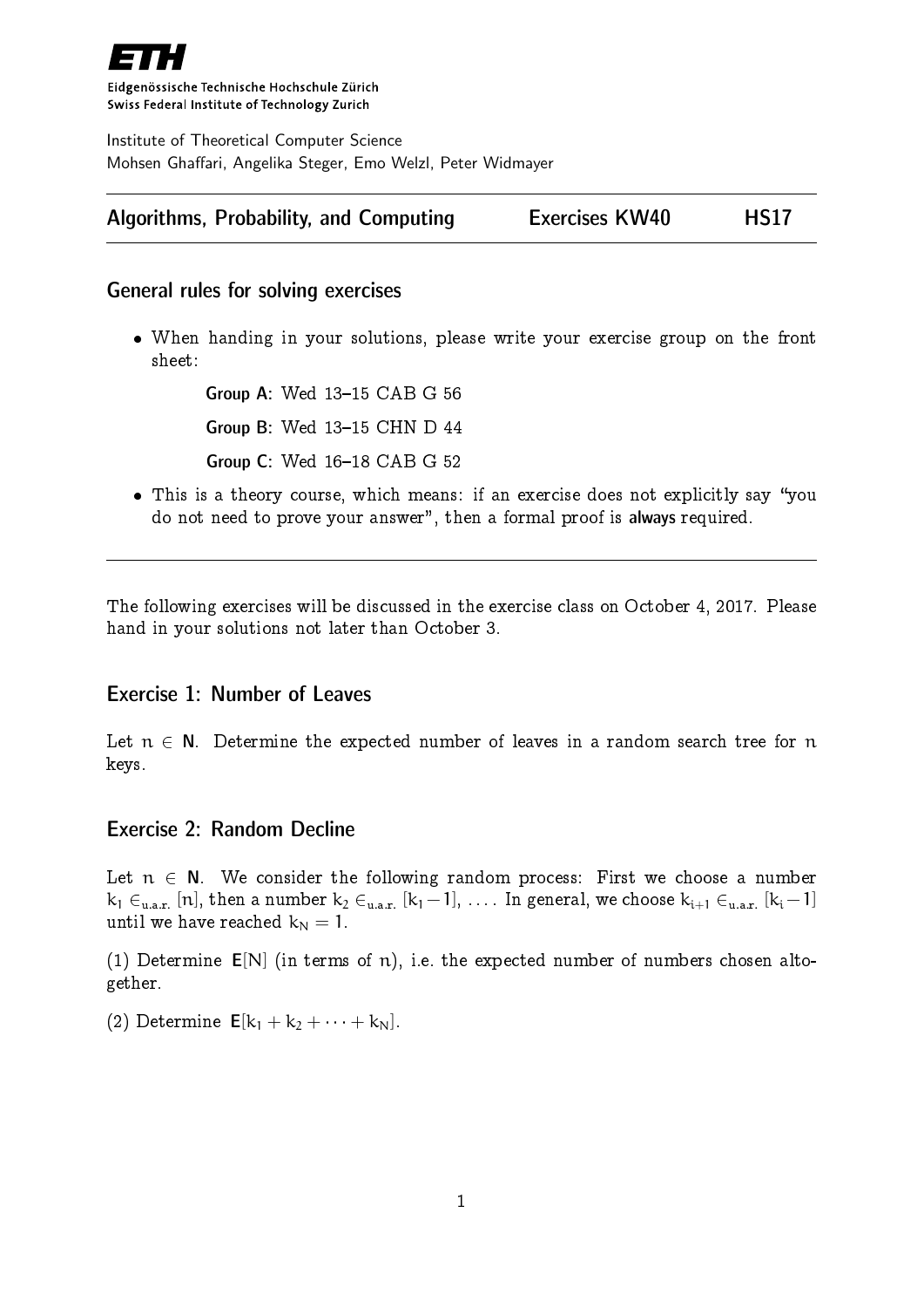ETH

Eidgenössische Technische Hochschule Zürich
Swiss Federal Institute of Technology Zurich

Institute of Theoretical Computer Science
Mohsen Ghaffari, Angelika Steger, Emo Welzl, Peter Widmayer

| Algorithms, Probability, and Computing | Exercises KW40 | HS17 |
|---|---|---|

## General rules for solving exercises

- When handing in your solutions, please write your exercise group on the front sheet:

  **Group A**: Wed 13–15 CAB G 56

  **Group B**: Wed 13–15 CHN D 44

  **Group C**: Wed 16–18 CAB G 52

- This is a theory course, which means: if an exercise does not explicitly say "you do not need to prove your answer", then a formal proof is **always** required.

---

The following exercises will be discussed in the exercise class on October 4, 2017. Please hand in your solutions not later than October 3.

## Exercise 1: Number of Leaves

Let $n \in \mathbf{N}$. Determine the expected number of leaves in a random search tree for $n$ keys.

## Exercise 2: Random Decline

Let $n \in \mathbf{N}$. We consider the following random process: First we choose a number $k_1 \in_{\text{u.a.r.}} [n]$, then a number $k_2 \in_{\text{u.a.r.}} [k_1 - 1]$, $\ldots$. In general, we choose $k_{i+1} \in_{\text{u.a.r.}} [k_i - 1]$ until we have reached $k_N = 1$.

(1) Determine $\mathbf{E}[N]$ (in terms of $n$), i.e. the expected number of numbers chosen altogether.

(2) Determine $\mathbf{E}[k_1 + k_2 + \cdots + k_N]$.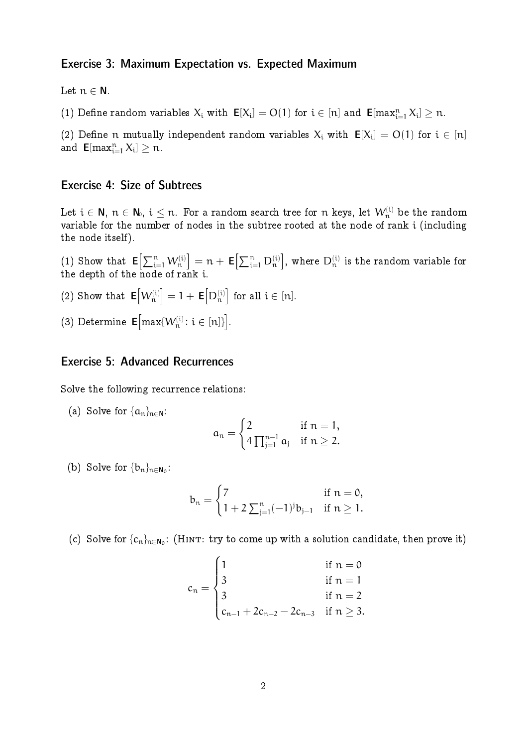## Exercise 3: Maximum Expectation vs. Expected Maximum

Let $n \in \mathbf{N}$.

(1) Define random variables $X_i$ with $\mathbf{E}[X_i] = O(1)$ for $i \in [n]$ and $\mathbf{E}[\max_{i=1}^{n} X_i] \geq n$.

(2) Define $n$ mutually independent random variables $X_i$ with $\mathbf{E}[X_i] = O(1)$ for $i \in [n]$ and $\mathbf{E}[\max_{i=1}^{n} X_i] \geq n$.

## Exercise 4: Size of Subtrees

Let $i \in \mathbf{N}$, $n \in \mathbf{N}_0$, $i \leq n$. For a random search tree for $n$ keys, let $W_n^{(i)}$ be the random variable for the number of nodes in the subtree rooted at the node of rank $i$ (including the node itself).

(1) Show that $\mathbf{E}\Big[\sum_{i=1}^{n} W_n^{(i)}\Big] = n + \mathbf{E}\Big[\sum_{i=1}^{n} D_n^{(i)}\Big]$, where $D_n^{(i)}$ is the random variable for the depth of the node of rank $i$.

(2) Show that $\mathbf{E}\Big[W_n^{(i)}\Big] = 1 + \mathbf{E}\Big[D_n^{(i)}\Big]$ for all $i \in [n]$.

(3) Determine $\mathbf{E}\Big[\max\{W_n^{(i)} : i \in [n]\}\Big]$.

## Exercise 5: Advanced Recurrences

Solve the following recurrence relations:

(a) Solve for $\{a_n\}_{n \in \mathbf{N}}$:

$$a_n = \begin{cases} 2 & \text{if } n = 1, \\ 4 \prod_{j=1}^{n-1} a_j & \text{if } n \geq 2. \end{cases}$$

(b) Solve for $\{b_n\}_{n \in \mathbf{N}_0}$:

$$b_n = \begin{cases} 7 & \text{if } n = 0, \\ 1 + 2 \sum_{j=1}^{n} (-1)^j b_{j-1} & \text{if } n \geq 1. \end{cases}$$

(c) Solve for $\{c_n\}_{n \in \mathbf{N}_0}$: (Hint: try to come up with a solution candidate, then prove it)

$$c_n = \begin{cases} 1 & \text{if } n = 0 \\ 3 & \text{if } n = 1 \\ 3 & \text{if } n = 2 \\ c_{n-1} + 2c_{n-2} - 2c_{n-3} & \text{if } n \geq 3. \end{cases}$$